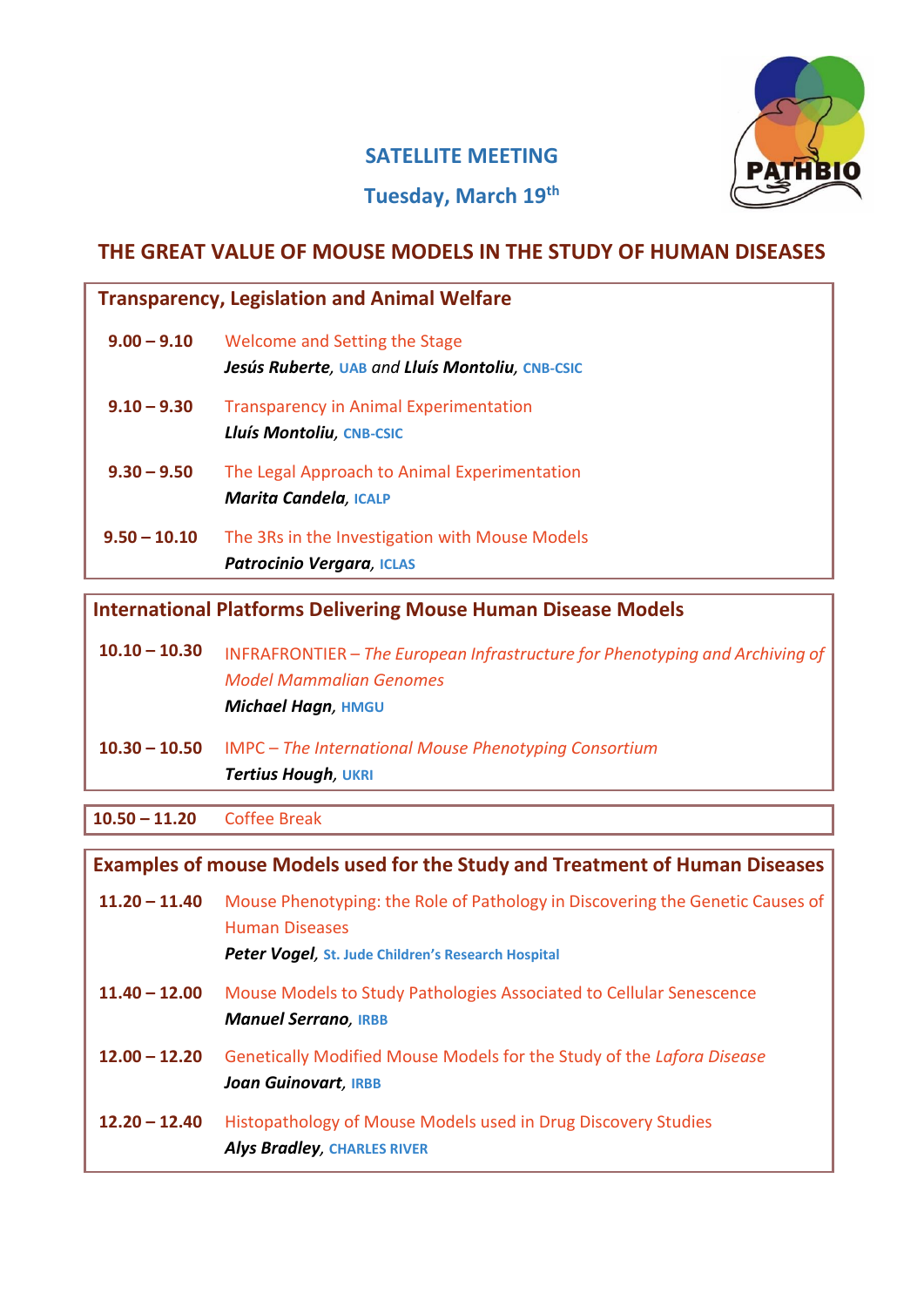PATHBIO

## SATELLITE MEETING

**Tuesday, March 19th**

# THE GREAT VALUE OF MOUSE MODELS IN THE STUDY OF HUMAN DISEASES

## Transparency, Legislation and Animal Welfare

| | |
|---|---|
| **9.00 – 9.10** | Welcome and Setting the Stage<br>***Jesús Ruberte***, UAB *and* ***Lluís Montoliu***, CNB-CSIC |
| **9.10 – 9.30** | Transparency in Animal Experimentation<br>***Lluís Montoliu***, CNB-CSIC |
| **9.30 – 9.50** | The Legal Approach to Animal Experimentation<br>***Marita Candela***, ICALP |
| **9.50 – 10.10** | The 3Rs in the Investigation with Mouse Models<br>***Patrocinio Vergara***, ICLAS |

## International Platforms Delivering Mouse Human Disease Models

| | |
|---|---|
| **10.10 – 10.30** | INFRAFRONTIER – *The European Infrastructure for Phenotyping and Archiving of Model Mammalian Genomes*<br>***Michael Hagn***, HMGU |
| **10.30 – 10.50** | IMPC – *The International Mouse Phenotyping Consortium*<br>***Tertius Hough***, UKRI |

| | |
|---|---|
| **10.50 – 11.20** | Coffee Break |

## Examples of mouse Models used for the Study and Treatment of Human Diseases

| | |
|---|---|
| **11.20 – 11.40** | Mouse Phenotyping: the Role of Pathology in Discovering the Genetic Causes of Human Diseases<br>***Peter Vogel***, St. Jude Children's Research Hospital |
| **11.40 – 12.00** | Mouse Models to Study Pathologies Associated to Cellular Senescence<br>***Manuel Serrano***, IRBB |
| **12.00 – 12.20** | Genetically Modified Mouse Models for the Study of the *Lafora Disease*<br>***Joan Guinovart***, IRBB |
| **12.20 – 12.40** | Histopathology of Mouse Models used in Drug Discovery Studies<br>***Alys Bradley***, CHARLES RIVER |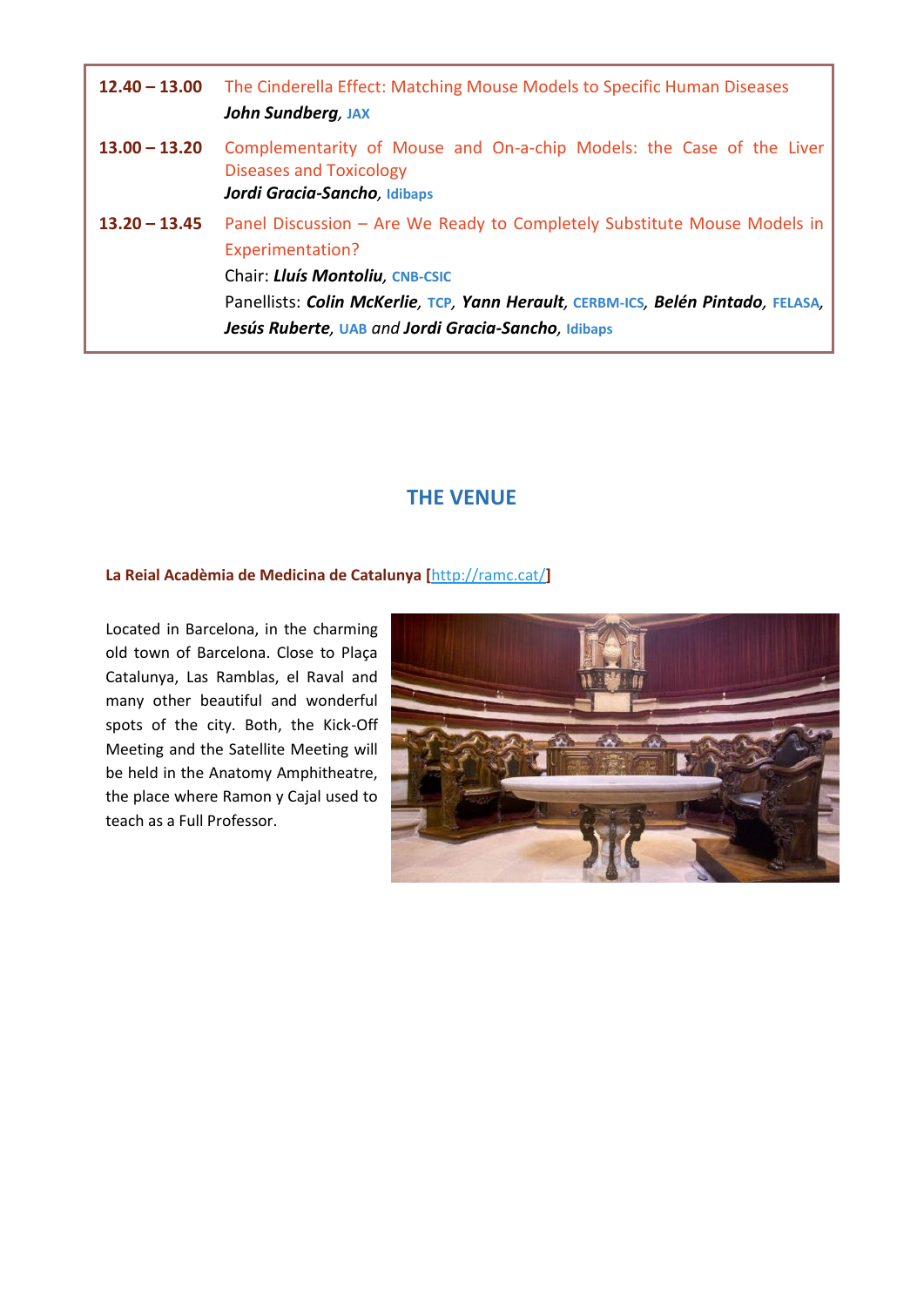| | |
|---|---|
| **12.40 – 13.00** | The Cinderella Effect: Matching Mouse Models to Specific Human Diseases<br>***John Sundberg***, **JAX** |
| **13.00 – 13.20** | Complementarity of Mouse and On-a-chip Models: the Case of the Liver Diseases and Toxicology<br>***Jordi Gracia-Sancho***, **Idibaps** |
| **13.20 – 13.45** | Panel Discussion – Are We Ready to Completely Substitute Mouse Models in Experimentation?<br>Chair: ***Lluís Montoliu***, **CNB-CSIC**<br>Panellists: ***Colin McKerlie***, **TCP**, ***Yann Herault***, **CERBM-ICS**, ***Belén Pintado***, **FELASA**, ***Jesús Ruberte***, **UAB** *and* ***Jordi Gracia-Sancho***, **Idibaps** |

## THE VENUE

**La Reial Acadèmia de Medicina de Catalunya [**[http://ramc.cat/](http://ramc.cat/)**]**

Located in Barcelona, in the charming old town of Barcelona. Close to Plaça Catalunya, Las Ramblas, el Raval and many other beautiful and wonderful spots of the city. Both, the Kick-Off Meeting and the Satellite Meeting will be held in the Anatomy Amphitheatre, the place where Ramon y Cajal used to teach as a Full Professor.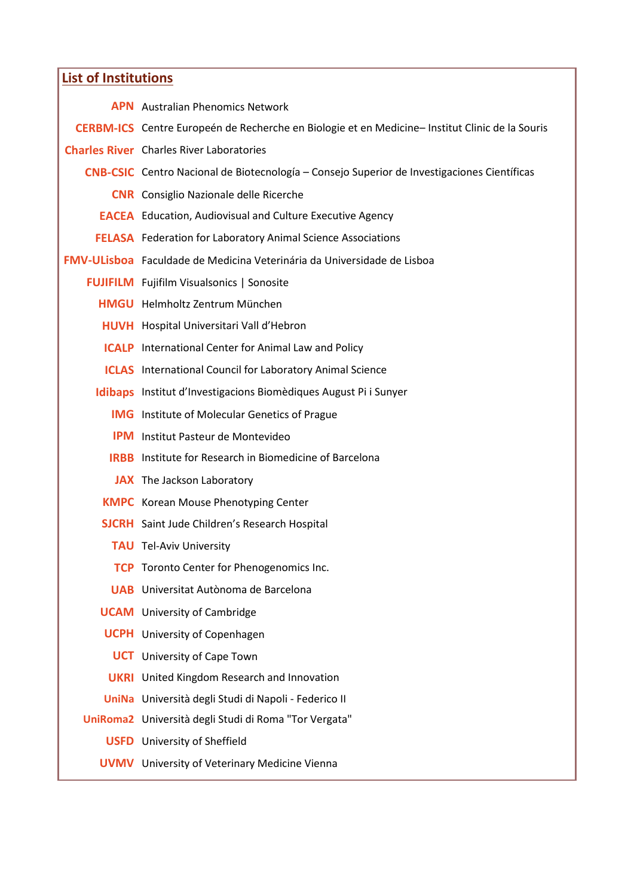## List of Institutions

| | |
|---|---|
| **APN** | Australian Phenomics Network |
| **CERBM-ICS** | Centre Europeén de Recherche en Biologie et en Medicine– Institut Clinic de la Souris |
| **Charles River** | Charles River Laboratories |
| **CNB-CSIC** | Centro Nacional de Biotecnología – Consejo Superior de Investigaciones Científicas |
| **CNR** | Consiglio Nazionale delle Ricerche |
| **EACEA** | Education, Audiovisual and Culture Executive Agency |
| **FELASA** | Federation for Laboratory Animal Science Associations |
| **FMV-ULisboa** | Faculdade de Medicina Veterinária da Universidade de Lisboa |
| **FUJIFILM** | Fujifilm Visualsonics \| Sonosite |
| **HMGU** | Helmholtz Zentrum München |
| **HUVH** | Hospital Universitari Vall d'Hebron |
| **ICALP** | International Center for Animal Law and Policy |
| **ICLAS** | International Council for Laboratory Animal Science |
| **Idibaps** | Institut d'Investigacions Biomèdiques August Pi i Sunyer |
| **IMG** | Institute of Molecular Genetics of Prague |
| **IPM** | Institut Pasteur de Montevideo |
| **IRBB** | Institute for Research in Biomedicine of Barcelona |
| **JAX** | The Jackson Laboratory |
| **KMPC** | Korean Mouse Phenotyping Center |
| **SJCRH** | Saint Jude Children's Research Hospital |
| **TAU** | Tel-Aviv University |
| **TCP** | Toronto Center for Phenogenomics Inc. |
| **UAB** | Universitat Autònoma de Barcelona |
| **UCAM** | University of Cambridge |
| **UCPH** | University of Copenhagen |
| **UCT** | University of Cape Town |
| **UKRI** | United Kingdom Research and Innovation |
| **UniNa** | Università degli Studi di Napoli - Federico II |
| **UniRoma2** | Università degli Studi di Roma "Tor Vergata" |
| **USFD** | University of Sheffield |
| **UVMV** | University of Veterinary Medicine Vienna |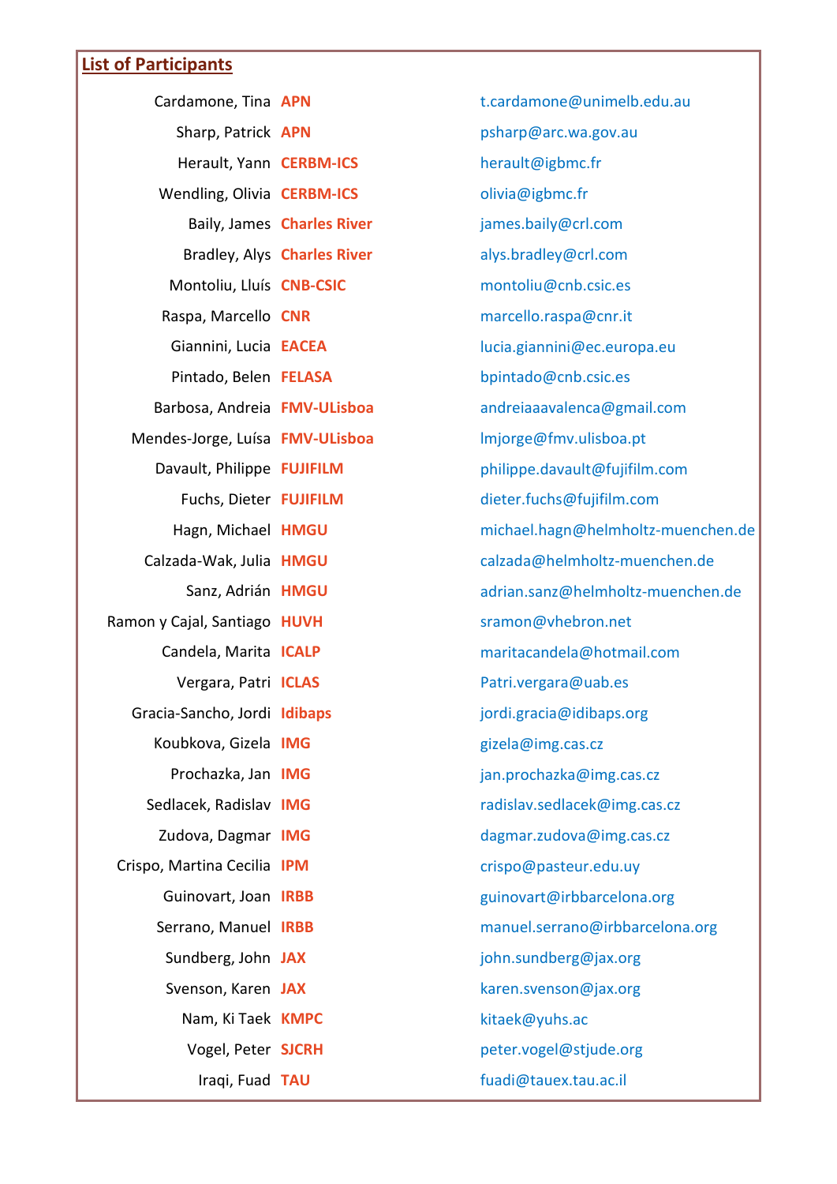## List of Participants

| Name | Institution | Email |
|---|---|---|
| Cardamone, Tina | APN | t.cardamone@unimelb.edu.au |
| Sharp, Patrick | APN | psharp@arc.wa.gov.au |
| Herault, Yann | CERBM-ICS | herault@igbmc.fr |
| Wendling, Olivia | CERBM-ICS | olivia@igbmc.fr |
| Baily, James | Charles River | james.baily@crl.com |
| Bradley, Alys | Charles River | alys.bradley@crl.com |
| Montoliu, Lluís | CNB-CSIC | montoliu@cnb.csic.es |
| Raspa, Marcello | CNR | marcello.raspa@cnr.it |
| Giannini, Lucia | EACEA | lucia.giannini@ec.europa.eu |
| Pintado, Belen | FELASA | bpintado@cnb.csic.es |
| Barbosa, Andreia | FMV-ULisboa | andreiaaavalenca@gmail.com |
| Mendes-Jorge, Luísa | FMV-ULisboa | lmjorge@fmv.ulisboa.pt |
| Davault, Philippe | FUJIFILM | philippe.davault@fujifilm.com |
| Fuchs, Dieter | FUJIFILM | dieter.fuchs@fujifilm.com |
| Hagn, Michael | HMGU | michael.hagn@helmholtz-muenchen.de |
| Calzada-Wak, Julia | HMGU | calzada@helmholtz-muenchen.de |
| Sanz, Adrián | HMGU | adrian.sanz@helmholtz-muenchen.de |
| Ramon y Cajal, Santiago | HUVH | sramon@vhebron.net |
| Candela, Marita | ICALP | maritacandela@hotmail.com |
| Vergara, Patri | ICLAS | Patri.vergara@uab.es |
| Gracia-Sancho, Jordi | Idibaps | jordi.gracia@idibaps.org |
| Koubkova, Gizela | IMG | gizela@img.cas.cz |
| Prochazka, Jan | IMG | jan.prochazka@img.cas.cz |
| Sedlacek, Radislav | IMG | radislav.sedlacek@img.cas.cz |
| Zudova, Dagmar | IMG | dagmar.zudova@img.cas.cz |
| Crispo, Martina Cecilia | IPM | crispo@pasteur.edu.uy |
| Guinovart, Joan | IRBB | guinovart@irbbarcelona.org |
| Serrano, Manuel | IRBB | manuel.serrano@irbbarcelona.org |
| Sundberg, John | JAX | john.sundberg@jax.org |
| Svenson, Karen | JAX | karen.svenson@jax.org |
| Nam, Ki Taek | KMPC | kitaek@yuhs.ac |
| Vogel, Peter | SJCRH | peter.vogel@stjude.org |
| Iraqi, Fuad | TAU | fuadi@tauex.tau.ac.il |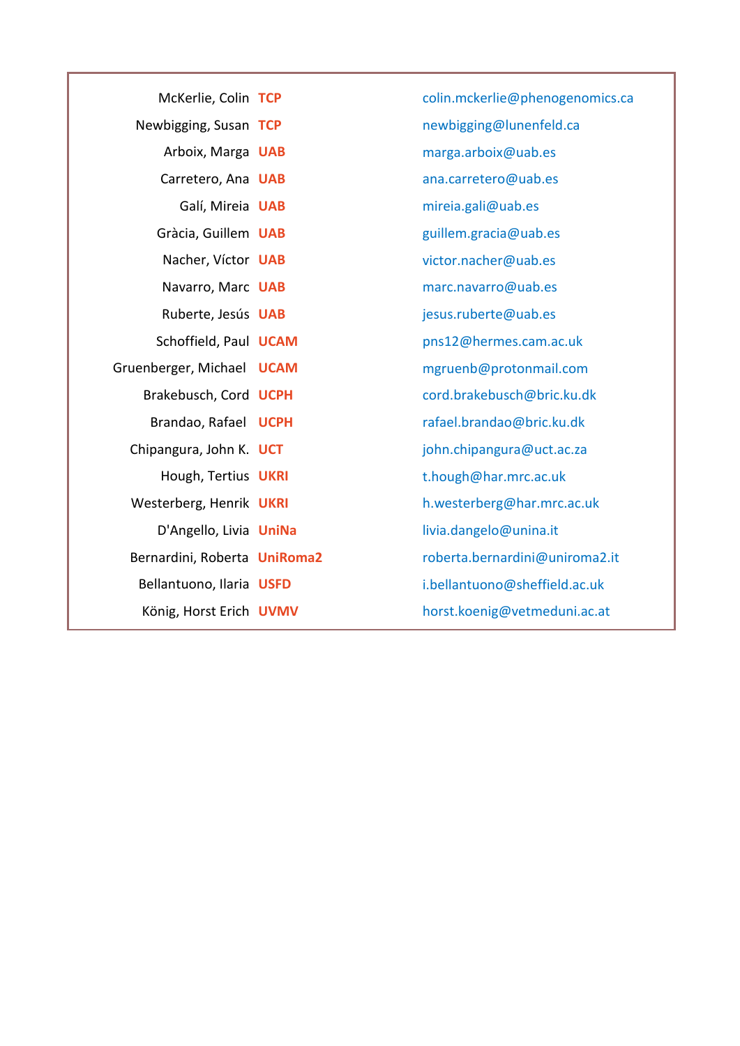| | | |
|---|---|---|
| McKerlie, Colin | **TCP** | colin.mckerlie@phenogenomics.ca |
| Newbigging, Susan | **TCP** | newbigging@lunenfeld.ca |
| Arboix, Marga | **UAB** | marga.arboix@uab.es |
| Carretero, Ana | **UAB** | ana.carretero@uab.es |
| Galí, Mireia | **UAB** | mireia.gali@uab.es |
| Gràcia, Guillem | **UAB** | guillem.gracia@uab.es |
| Nacher, Víctor | **UAB** | victor.nacher@uab.es |
| Navarro, Marc | **UAB** | marc.navarro@uab.es |
| Ruberte, Jesús | **UAB** | jesus.ruberte@uab.es |
| Schoffield, Paul | **UCAM** | pns12@hermes.cam.ac.uk |
| Gruenberger, Michael | **UCAM** | mgruenb@protonmail.com |
| Brakebusch, Cord | **UCPH** | cord.brakebusch@bric.ku.dk |
| Brandao, Rafael | **UCPH** | rafael.brandao@bric.ku.dk |
| Chipangura, John K. | **UCT** | john.chipangura@uct.ac.za |
| Hough, Tertius | **UKRI** | t.hough@har.mrc.ac.uk |
| Westerberg, Henrik | **UKRI** | h.westerberg@har.mrc.ac.uk |
| D'Angello, Livia | **UniNa** | livia.dangelo@unina.it |
| Bernardini, Roberta | **UniRoma2** | roberta.bernardini@uniroma2.it |
| Bellantuono, Ilaria | **USFD** | i.bellantuono@sheffield.ac.uk |
| König, Horst Erich | **UVMV** | horst.koenig@vetmeduni.ac.at |